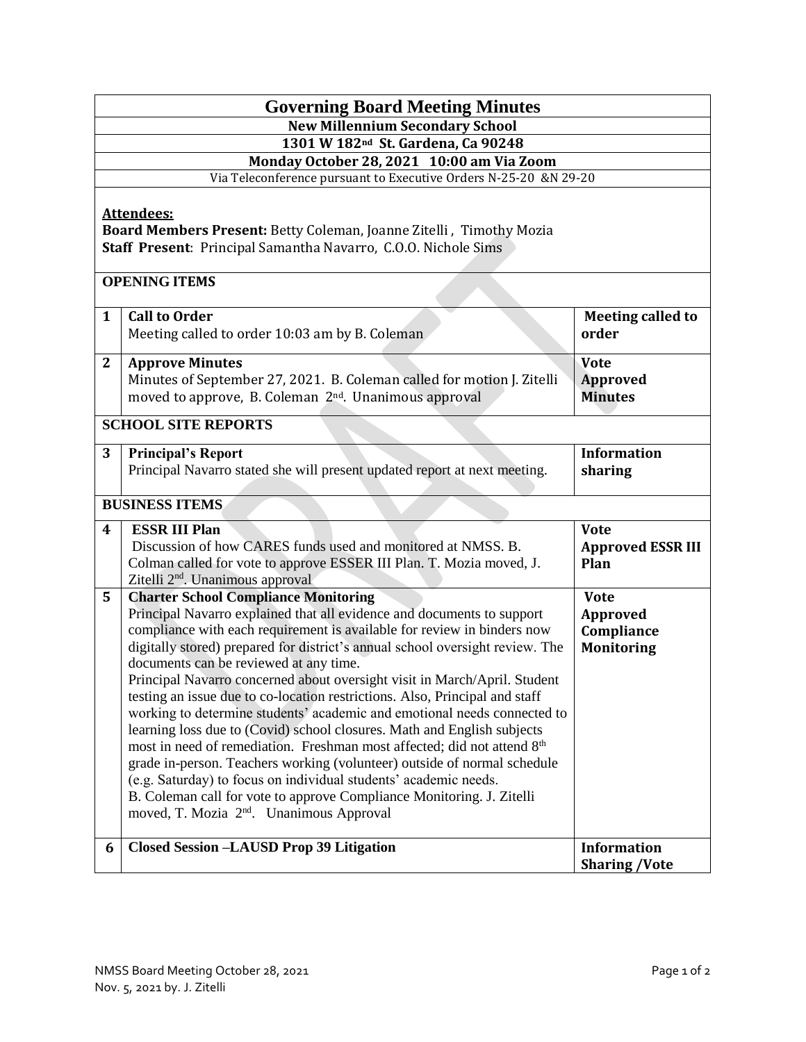# Governing Board Meeting Minutes

**New Millennium Secondary School**

**1301 W 182nd St. Gardena, Ca 90248**

**Monday October 28, 2021 10:00 am Via Zoom**

Via Teleconference pursuant to Executive Orders N-25-20 &N 29-20

**Attendees:**

**Board Members Present:** Betty Coleman, Joanne Zitelli , Timothy Mozia

**Staff Present**: Principal Samantha Navarro, C.O.O. Nichole Sims

**OPENING ITEMS**

| # | Item | Action |
|---|---|---|
| 1 | **Call to Order**<br>Meeting called to order 10:03 am by B. Coleman | **Meeting called to order** |
| 2 | **Approve Minutes**<br>Minutes of September 27, 2021. B. Coleman called for motion J. Zitelli moved to approve, B. Coleman 2nd. Unanimous approval | **Vote Approved Minutes** |

**SCHOOL SITE REPORTS**

| # | Item | Action |
|---|---|---|
| 3 | **Principal's Report**<br>Principal Navarro stated she will present updated report at next meeting. | **Information sharing** |

**BUSINESS ITEMS**

| # | Item | Action |
|---|---|---|
| 4 | **ESSR III Plan**<br>Discussion of how CARES funds used and monitored at NMSS. B. Colman called for vote to approve ESSER III Plan. T. Mozia moved, J. Zitelli 2nd. Unanimous approval | **Vote Approved ESSR III Plan** |
| 5 | **Charter School Compliance Monitoring**<br>Principal Navarro explained that all evidence and documents to support compliance with each requirement is available for review in binders now digitally stored) prepared for district's annual school oversight review. The documents can be reviewed at any time.<br>Principal Navarro concerned about oversight visit in March/April. Student testing an issue due to co-location restrictions. Also, Principal and staff working to determine students' academic and emotional needs connected to learning loss due to (Covid) school closures. Math and English subjects most in need of remediation. Freshman most affected; did not attend 8th grade in-person. Teachers working (volunteer) outside of normal schedule (e.g. Saturday) to focus on individual students' academic needs.<br>B. Coleman call for vote to approve Compliance Monitoring. J. Zitelli moved, T. Mozia 2nd. Unanimous Approval | **Vote Approved Compliance Monitoring** |
| 6 | **Closed Session –LAUSD Prop 39 Litigation** | **Information Sharing /Vote** |

NMSS Board Meeting October 28, 2021
Nov. 5, 2021 by. J. Zitelli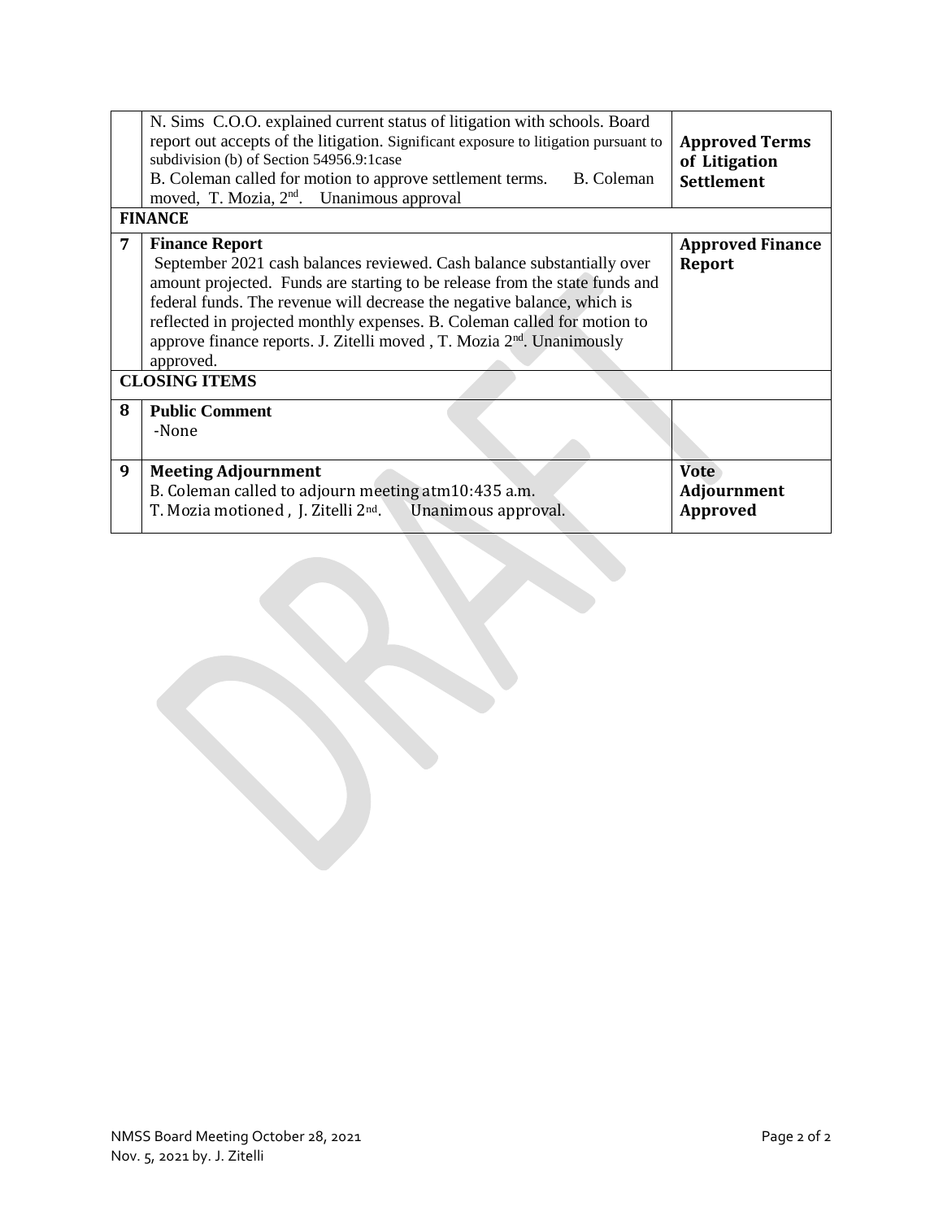| | | |
|---|---|---|
| | N. Sims C.O.O. explained current status of litigation with schools. Board report out accepts of the litigation. Significant exposure to litigation pursuant to subdivision (b) of Section 54956.9:1case<br>B. Coleman called for motion to approve settlement terms. B. Coleman moved, T. Mozia, 2nd. Unanimous approval | **Approved Terms of Litigation Settlement** |
| **FINANCE** | | |
| **7** | **Finance Report**<br>September 2021 cash balances reviewed. Cash balance substantially over amount projected. Funds are starting to be release from the state funds and federal funds. The revenue will decrease the negative balance, which is reflected in projected monthly expenses. B. Coleman called for motion to approve finance reports. J. Zitelli moved , T. Mozia 2nd. Unanimously approved. | **Approved Finance Report** |
| **CLOSING ITEMS** | | |
| **8** | **Public Comment**<br>-None | |
| **9** | **Meeting Adjournment**<br>B. Coleman called to adjourn meeting atm10:435 a.m.<br>T. Mozia motioned , J. Zitelli 2nd. Unanimous approval. | **Vote Adjournment Approved** |

NMSS Board Meeting October 28, 2021
Nov. 5, 2021 by. J. Zitelli